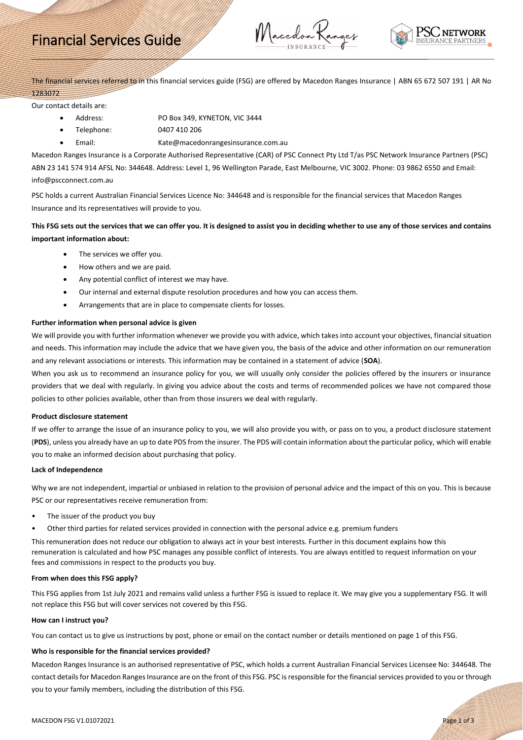# Financial Services Guide

The financial services referred to in this financial services guide (FSG) are offered by Macedon Ranges Insurance | ABN 65 672 507 191 | AR No 1283072

Our contact details are:

- Address: PO Box 349, KYNETON, VIC 3444
- Telephone: 0407 410 206
- Email: Kate@macedonrangesinsurance.com.au

Macedon Ranges Insurance is a Corporate Authorised Representative (CAR) of PSC Connect Pty Ltd T/as PSC Network Insurance Partners (PSC) ABN 23 141 574 914 AFSL No: 344648. Address: Level 1, 96 Wellington Parade, East Melbourne, VIC 3002. Phone: 03 9862 6550 and Email: info@pscconnect.com.au

PSC holds a current Australian Financial Services Licence No: 344648 and is responsible for the financial services that Macedon Ranges Insurance and its representatives will provide to you.

**This FSG sets out the services that we can offer you. It is designed to assist you in deciding whether to use any of those services and contains important information about:**

- The services we offer you.
- How others and we are paid.
- Any potential conflict of interest we may have.
- Our internal and external dispute resolution procedures and how you can access them.
- Arrangements that are in place to compensate clients for losses.

### Further information when personal advice is given

We will provide you with further information whenever we provide you with advice, which takes into account your objectives, financial situation and needs. This information may include the advice that we have given you, the basis of the advice and other information on our remuneration and any relevant associations or interests. This information may be contained in a statement of advice (**SOA**).

When you ask us to recommend an insurance policy for you, we will usually only consider the policies offered by the insurers or insurance providers that we deal with regularly. In giving you advice about the costs and terms of recommended polices we have not compared those policies to other policies available, other than from those insurers we deal with regularly.

### Product disclosure statement

If we offer to arrange the issue of an insurance policy to you, we will also provide you with, or pass on to you, a product disclosure statement (**PDS**), unless you already have an up to date PDS from the insurer. The PDS will contain information about the particular policy, which will enable you to make an informed decision about purchasing that policy.

### Lack of Independence

Why we are not independent, impartial or unbiased in relation to the provision of personal advice and the impact of this on you. This is because PSC or our representatives receive remuneration from:

- The issuer of the product you buy
- Other third parties for related services provided in connection with the personal advice e.g. premium funders

This remuneration does not reduce our obligation to always act in your best interests. Further in this document explains how this remuneration is calculated and how PSC manages any possible conflict of interests. You are always entitled to request information on your fees and commissions in respect to the products you buy.

### From when does this FSG apply?

This FSG applies from 1st July 2021 and remains valid unless a further FSG is issued to replace it. We may give you a supplementary FSG. It will not replace this FSG but will cover services not covered by this FSG.

### How can I instruct you?

You can contact us to give us instructions by post, phone or email on the contact number or details mentioned on page 1 of this FSG.

### Who is responsible for the financial services provided?

Macedon Ranges Insurance is an authorised representative of PSC, which holds a current Australian Financial Services Licensee No: 344648. The contact details for Macedon Ranges Insurance are on the front of this FSG. PSC is responsible for the financial services provided to you or through you to your family members, including the distribution of this FSG.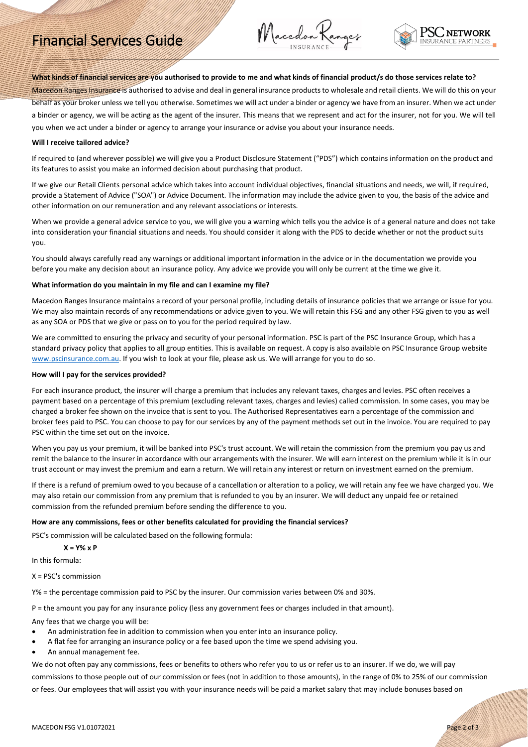**What kinds of financial services are you authorised to provide to me and what kinds of financial product/s do those services relate to?**

Macedon Ranges Insurance is authorised to advise and deal in general insurance products to wholesale and retail clients. We will do this on your behalf as your broker unless we tell you otherwise. Sometimes we will act under a binder or agency we have from an insurer. When we act under a binder or agency, we will be acting as the agent of the insurer. This means that we represent and act for the insurer, not for you. We will tell you when we act under a binder or agency to arrange your insurance or advise you about your insurance needs.

**Will I receive tailored advice?**

If required to (and wherever possible) we will give you a Product Disclosure Statement ("PDS") which contains information on the product and its features to assist you make an informed decision about purchasing that product.

If we give our Retail Clients personal advice which takes into account individual objectives, financial situations and needs, we will, if required, provide a Statement of Advice ("SOA") or Advice Document. The information may include the advice given to you, the basis of the advice and other information on our remuneration and any relevant associations or interests.

When we provide a general advice service to you, we will give you a warning which tells you the advice is of a general nature and does not take into consideration your financial situations and needs. You should consider it along with the PDS to decide whether or not the product suits you.

You should always carefully read any warnings or additional important information in the advice or in the documentation we provide you before you make any decision about an insurance policy. Any advice we provide you will only be current at the time we give it.

**What information do you maintain in my file and can I examine my file?**

Macedon Ranges Insurance maintains a record of your personal profile, including details of insurance policies that we arrange or issue for you. We may also maintain records of any recommendations or advice given to you. We will retain this FSG and any other FSG given to you as well as any SOA or PDS that we give or pass on to you for the period required by law.

We are committed to ensuring the privacy and security of your personal information. PSC is part of the PSC Insurance Group, which has a standard privacy policy that applies to all group entities. This is available on request. A copy is also available on PSC Insurance Group website www.pscinsurance.com.au. If you wish to look at your file, please ask us. We will arrange for you to do so.

**How will I pay for the services provided?**

For each insurance product, the insurer will charge a premium that includes any relevant taxes, charges and levies. PSC often receives a payment based on a percentage of this premium (excluding relevant taxes, charges and levies) called commission. In some cases, you may be charged a broker fee shown on the invoice that is sent to you. The Authorised Representatives earn a percentage of the commission and broker fees paid to PSC. You can choose to pay for our services by any of the payment methods set out in the invoice. You are required to pay PSC within the time set out on the invoice.

When you pay us your premium, it will be banked into PSC's trust account. We will retain the commission from the premium you pay us and remit the balance to the insurer in accordance with our arrangements with the insurer. We will earn interest on the premium while it is in our trust account or may invest the premium and earn a return. We will retain any interest or return on investment earned on the premium.

If there is a refund of premium owed to you because of a cancellation or alteration to a policy, we will retain any fee we have charged you. We may also retain our commission from any premium that is refunded to you by an insurer. We will deduct any unpaid fee or retained commission from the refunded premium before sending the difference to you.

**How are any commissions, fees or other benefits calculated for providing the financial services?**

PSC's commission will be calculated based on the following formula:

$$X = Y\% \times P$$

In this formula:

X = PSC's commission

Y% = the percentage commission paid to PSC by the insurer. Our commission varies between 0% and 30%.

P = the amount you pay for any insurance policy (less any government fees or charges included in that amount).

Any fees that we charge you will be:

- An administration fee in addition to commission when you enter into an insurance policy.
- A flat fee for arranging an insurance policy or a fee based upon the time we spend advising you.
- An annual management fee.

We do not often pay any commissions, fees or benefits to others who refer you to us or refer us to an insurer. If we do, we will pay commissions to those people out of our commission or fees (not in addition to those amounts), in the range of 0% to 25% of our commission or fees. Our employees that will assist you with your insurance needs will be paid a market salary that may include bonuses based on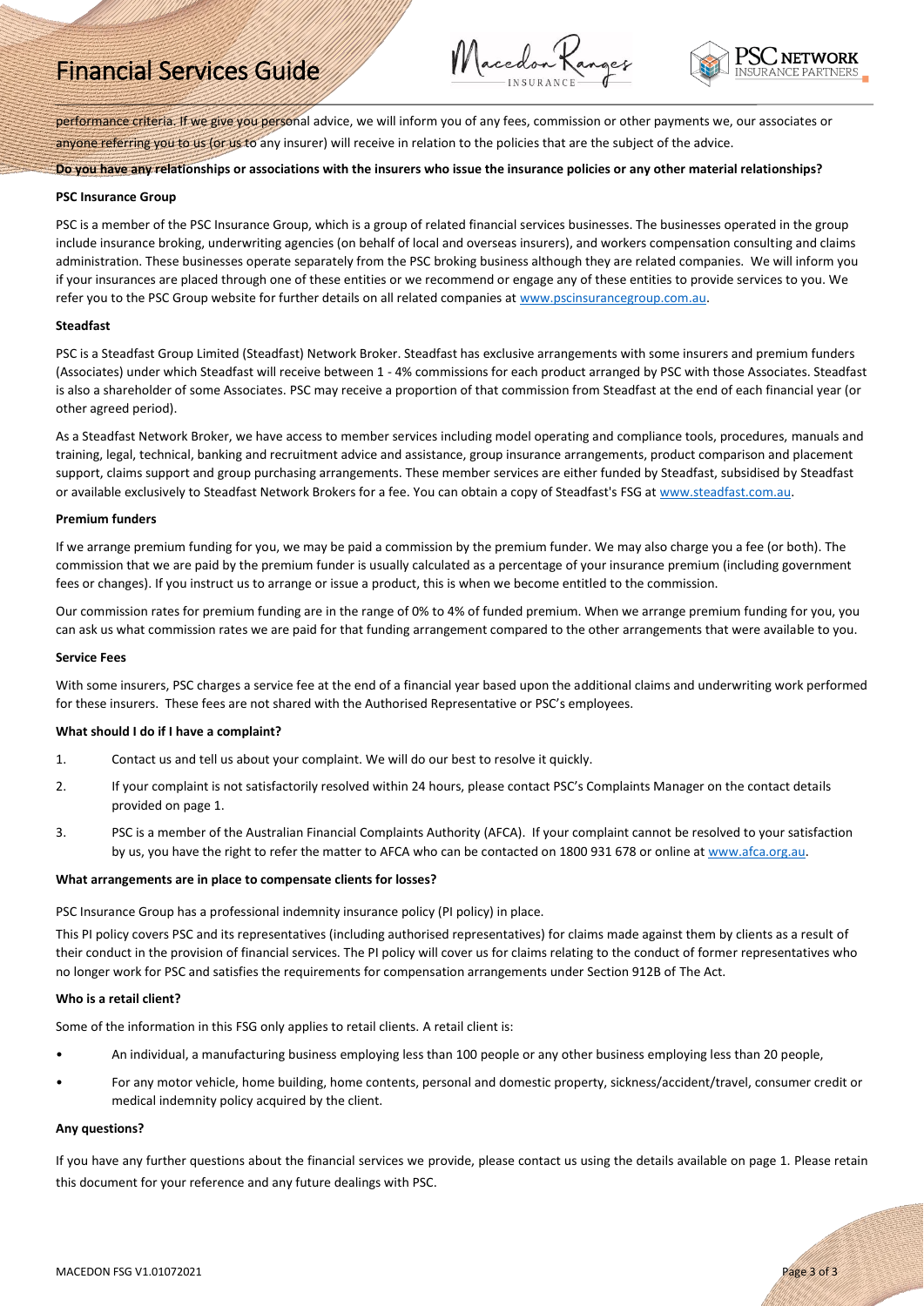performance criteria. If we give you personal advice, we will inform you of any fees, commission or other payments we, our associates or anyone referring you to us (or us to any insurer) will receive in relation to the policies that are the subject of the advice.

**Do you have any relationships or associations with the insurers who issue the insurance policies or any other material relationships?**

**PSC Insurance Group**

PSC is a member of the PSC Insurance Group, which is a group of related financial services businesses. The businesses operated in the group include insurance broking, underwriting agencies (on behalf of local and overseas insurers), and workers compensation consulting and claims administration. These businesses operate separately from the PSC broking business although they are related companies. We will inform you if your insurances are placed through one of these entities or we recommend or engage any of these entities to provide services to you. We refer you to the PSC Group website for further details on all related companies at www.pscinsurancegroup.com.au.

**Steadfast**

PSC is a Steadfast Group Limited (Steadfast) Network Broker. Steadfast has exclusive arrangements with some insurers and premium funders (Associates) under which Steadfast will receive between 1 - 4% commissions for each product arranged by PSC with those Associates. Steadfast is also a shareholder of some Associates. PSC may receive a proportion of that commission from Steadfast at the end of each financial year (or other agreed period).

As a Steadfast Network Broker, we have access to member services including model operating and compliance tools, procedures, manuals and training, legal, technical, banking and recruitment advice and assistance, group insurance arrangements, product comparison and placement support, claims support and group purchasing arrangements. These member services are either funded by Steadfast, subsidised by Steadfast or available exclusively to Steadfast Network Brokers for a fee. You can obtain a copy of Steadfast's FSG at www.steadfast.com.au.

**Premium funders**

If we arrange premium funding for you, we may be paid a commission by the premium funder. We may also charge you a fee (or both). The commission that we are paid by the premium funder is usually calculated as a percentage of your insurance premium (including government fees or changes). If you instruct us to arrange or issue a product, this is when we become entitled to the commission.

Our commission rates for premium funding are in the range of 0% to 4% of funded premium. When we arrange premium funding for you, you can ask us what commission rates we are paid for that funding arrangement compared to the other arrangements that were available to you.

**Service Fees**

With some insurers, PSC charges a service fee at the end of a financial year based upon the additional claims and underwriting work performed for these insurers. These fees are not shared with the Authorised Representative or PSC's employees.

**What should I do if I have a complaint?**

1. Contact us and tell us about your complaint. We will do our best to resolve it quickly.
2. If your complaint is not satisfactorily resolved within 24 hours, please contact PSC's Complaints Manager on the contact details provided on page 1.
3. PSC is a member of the Australian Financial Complaints Authority (AFCA). If your complaint cannot be resolved to your satisfaction by us, you have the right to refer the matter to AFCA who can be contacted on 1800 931 678 or online at www.afca.org.au.

**What arrangements are in place to compensate clients for losses?**

PSC Insurance Group has a professional indemnity insurance policy (PI policy) in place.

This PI policy covers PSC and its representatives (including authorised representatives) for claims made against them by clients as a result of their conduct in the provision of financial services. The PI policy will cover us for claims relating to the conduct of former representatives who no longer work for PSC and satisfies the requirements for compensation arrangements under Section 912B of The Act.

**Who is a retail client?**

Some of the information in this FSG only applies to retail clients. A retail client is:

- An individual, a manufacturing business employing less than 100 people or any other business employing less than 20 people,
- For any motor vehicle, home building, home contents, personal and domestic property, sickness/accident/travel, consumer credit or medical indemnity policy acquired by the client.

**Any questions?**

If you have any further questions about the financial services we provide, please contact us using the details available on page 1. Please retain this document for your reference and any future dealings with PSC.